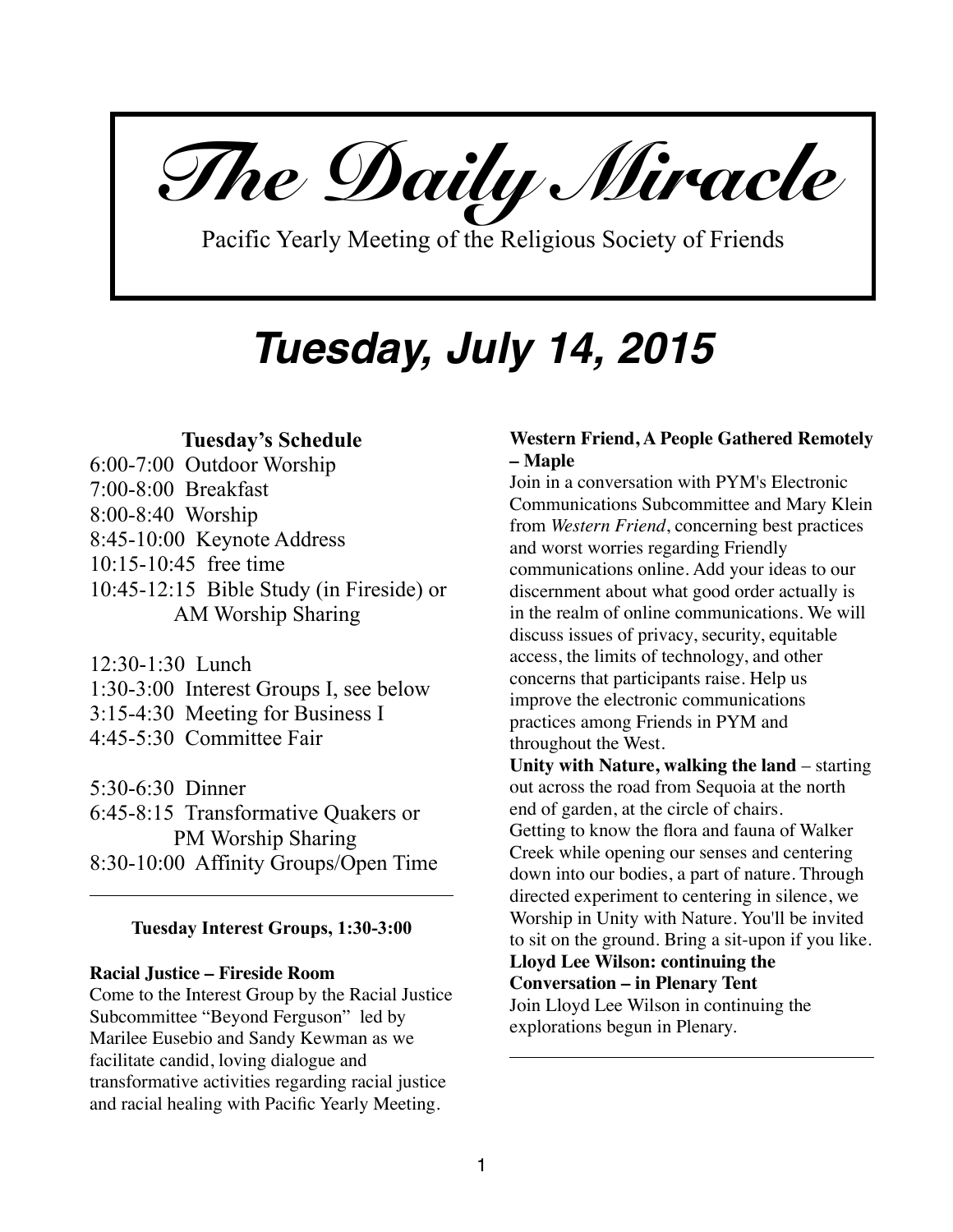# The Daily Miracle

Pacific Yearly Meeting of the Religious Society of Friends

## *Tuesday, July 14, 2015*

### Tuesday's Schedule

6:00-7:00 Outdoor Worship
7:00-8:00 Breakfast
8:00-8:40 Worship
8:45-10:00 Keynote Address
10:15-10:45 free time
10:45-12:15 Bible Study (in Fireside) or AM Worship Sharing

12:30-1:30 Lunch
1:30-3:00 Interest Groups I, see below
3:15-4:30 Meeting for Business I
4:45-5:30 Committee Fair

5:30-6:30 Dinner
6:45-8:15 Transformative Quakers or PM Worship Sharing
8:30-10:00 Affinity Groups/Open Time

---

### Tuesday Interest Groups, 1:30-3:00

**Racial Justice – Fireside Room**
Come to the Interest Group by the Racial Justice Subcommittee "Beyond Ferguson" led by Marilee Eusebio and Sandy Kewman as we facilitate candid, loving dialogue and transformative activities regarding racial justice and racial healing with Pacific Yearly Meeting.

**Western Friend, A People Gathered Remotely – Maple**
Join in a conversation with PYM's Electronic Communications Subcommittee and Mary Klein from *Western Friend*, concerning best practices and worst worries regarding Friendly communications online. Add your ideas to our discernment about what good order actually is in the realm of online communications. We will discuss issues of privacy, security, equitable access, the limits of technology, and other concerns that participants raise. Help us improve the electronic communications practices among Friends in PYM and throughout the West.

**Unity with Nature, walking the land** – starting out across the road from Sequoia at the north end of garden, at the circle of chairs.
Getting to know the flora and fauna of Walker Creek while opening our senses and centering down into our bodies, a part of nature. Through directed experiment to centering in silence, we Worship in Unity with Nature. You'll be invited to sit on the ground. Bring a sit-upon if you like.

**Lloyd Lee Wilson: continuing the Conversation – in Plenary Tent**
Join Lloyd Lee Wilson in continuing the explorations begun in Plenary.

---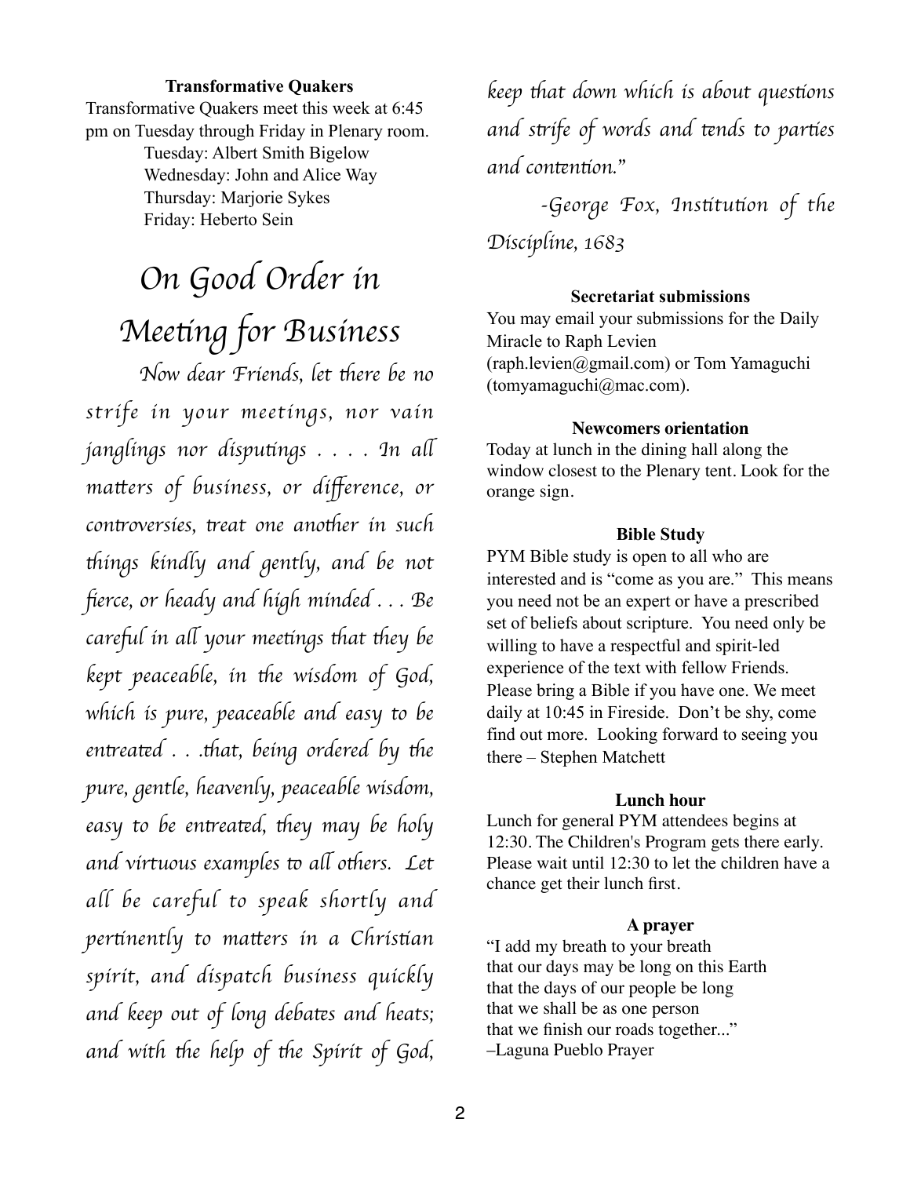**Transformative Quakers**

Transformative Quakers meet this week at 6:45 pm on Tuesday through Friday in Plenary room.

Tuesday: Albert Smith Bigelow
Wednesday: John and Alice Way
Thursday: Marjorie Sykes
Friday: Heberto Sein

# *On Good Order in Meeting for Business*

*Now dear Friends, let there be no strife in your meetings, nor vain janglings nor disputings . . . . In all matters of business, or difference, or controversies, treat one another in such things kindly and gently, and be not fierce, or heady and high minded . . . Be careful in all your meetings that they be kept peaceable, in the wisdom of God, which is pure, peaceable and easy to be entreated . . .that, being ordered by the pure, gentle, heavenly, peaceable wisdom, easy to be entreated, they may be holy and virtuous examples to all others. Let all be careful to speak shortly and pertinently to matters in a Christian spirit, and dispatch business quickly and keep out of long debates and heats; and with the help of the Spirit of God, keep that down which is about questions and strife of words and tends to parties and contention."*

*-George Fox, Institution of the Discipline, 1683*

**Secretariat submissions**

You may email your submissions for the Daily Miracle to Raph Levien (raph.levien@gmail.com) or Tom Yamaguchi (tomyamaguchi@mac.com).

**Newcomers orientation**

Today at lunch in the dining hall along the window closest to the Plenary tent. Look for the orange sign.

**Bible Study**

PYM Bible study is open to all who are interested and is "come as you are." This means you need not be an expert or have a prescribed set of beliefs about scripture. You need only be willing to have a respectful and spirit-led experience of the text with fellow Friends. Please bring a Bible if you have one. We meet daily at 10:45 in Fireside. Don't be shy, come find out more. Looking forward to seeing you there – Stephen Matchett

**Lunch hour**

Lunch for general PYM attendees begins at 12:30. The Children's Program gets there early. Please wait until 12:30 to let the children have a chance get their lunch first.

**A prayer**

"I add my breath to your breath
that our days may be long on this Earth
that the days of our people be long
that we shall be as one person
that we finish our roads together..."
–Laguna Pueblo Prayer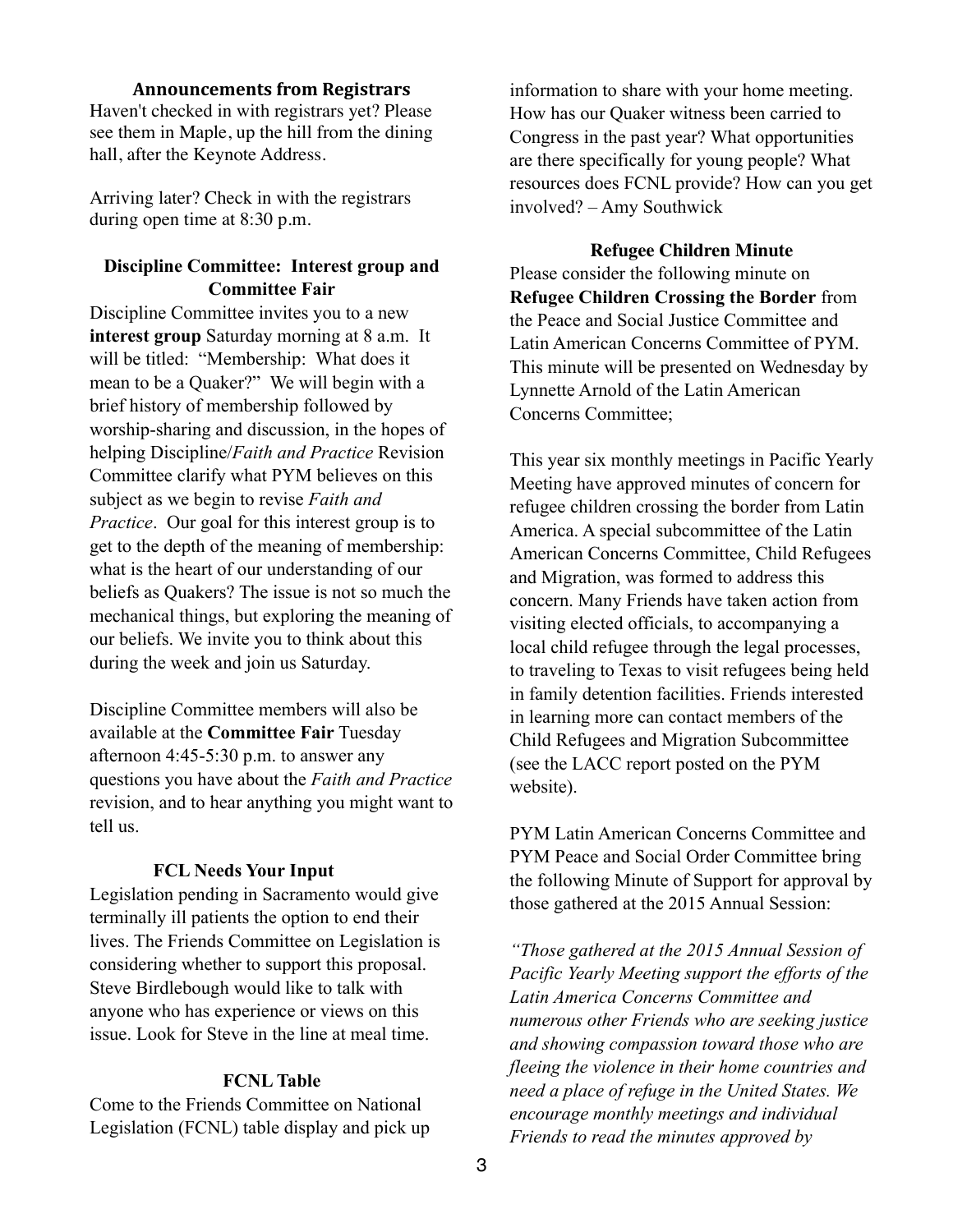### Announcements from Registrars

Haven't checked in with registrars yet? Please see them in Maple, up the hill from the dining hall, after the Keynote Address.

Arriving later? Check in with the registrars during open time at 8:30 p.m.

### Discipline Committee: Interest group and Committee Fair

Discipline Committee invites you to a new **interest group** Saturday morning at 8 a.m. It will be titled: "Membership: What does it mean to be a Quaker?" We will begin with a brief history of membership followed by worship-sharing and discussion, in the hopes of helping Discipline/*Faith and Practice* Revision Committee clarify what PYM believes on this subject as we begin to revise *Faith and Practice*. Our goal for this interest group is to get to the depth of the meaning of membership: what is the heart of our understanding of our beliefs as Quakers? The issue is not so much the mechanical things, but exploring the meaning of our beliefs. We invite you to think about this during the week and join us Saturday.

Discipline Committee members will also be available at the **Committee Fair** Tuesday afternoon 4:45-5:30 p.m. to answer any questions you have about the *Faith and Practice* revision, and to hear anything you might want to tell us.

### FCL Needs Your Input

Legislation pending in Sacramento would give terminally ill patients the option to end their lives. The Friends Committee on Legislation is considering whether to support this proposal. Steve Birdlebough would like to talk with anyone who has experience or views on this issue. Look for Steve in the line at meal time.

### FCNL Table

Come to the Friends Committee on National Legislation (FCNL) table display and pick up information to share with your home meeting. How has our Quaker witness been carried to Congress in the past year? What opportunities are there specifically for young people? What resources does FCNL provide? How can you get involved? – Amy Southwick

### Refugee Children Minute

Please consider the following minute on **Refugee Children Crossing the Border** from the Peace and Social Justice Committee and Latin American Concerns Committee of PYM. This minute will be presented on Wednesday by Lynnette Arnold of the Latin American Concerns Committee;

This year six monthly meetings in Pacific Yearly Meeting have approved minutes of concern for refugee children crossing the border from Latin America. A special subcommittee of the Latin American Concerns Committee, Child Refugees and Migration, was formed to address this concern. Many Friends have taken action from visiting elected officials, to accompanying a local child refugee through the legal processes, to traveling to Texas to visit refugees being held in family detention facilities. Friends interested in learning more can contact members of the Child Refugees and Migration Subcommittee (see the LACC report posted on the PYM website).

PYM Latin American Concerns Committee and PYM Peace and Social Order Committee bring the following Minute of Support for approval by those gathered at the 2015 Annual Session:

*"Those gathered at the 2015 Annual Session of Pacific Yearly Meeting support the efforts of the Latin America Concerns Committee and numerous other Friends who are seeking justice and showing compassion toward those who are fleeing the violence in their home countries and need a place of refuge in the United States. We encourage monthly meetings and individual Friends to read the minutes approved by*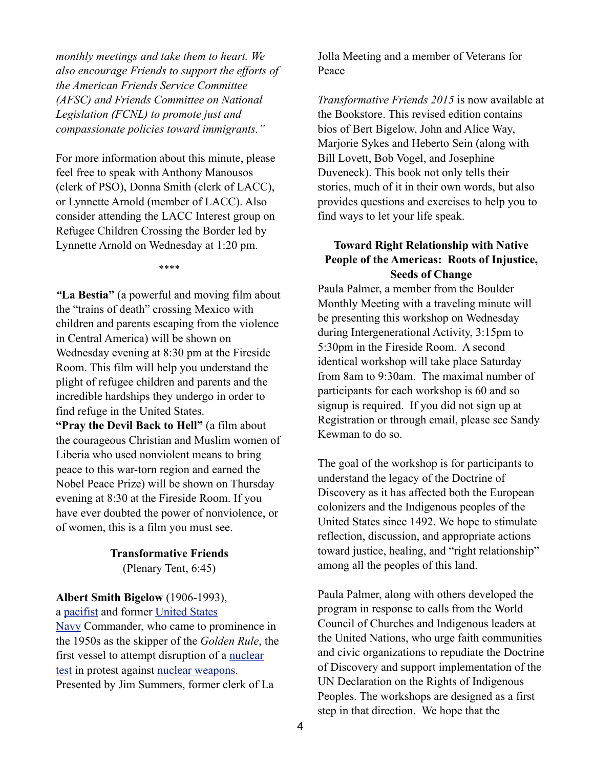*monthly meetings and take them to heart. We also encourage Friends to support the efforts of the American Friends Service Committee (AFSC) and Friends Committee on National Legislation (FCNL) to promote just and compassionate policies toward immigrants."*

For more information about this minute, please feel free to speak with Anthony Manousos (clerk of PSO), Donna Smith (clerk of LACC), or Lynnette Arnold (member of LACC). Also consider attending the LACC Interest group on Refugee Children Crossing the Border led by Lynnette Arnold on Wednesday at 1:20 pm.

****

**"La Bestia"** (a powerful and moving film about the "trains of death" crossing Mexico with children and parents escaping from the violence in Central America) will be shown on Wednesday evening at 8:30 pm at the Fireside Room. This film will help you understand the plight of refugee children and parents and the incredible hardships they undergo in order to find refuge in the United States.

**"Pray the Devil Back to Hell"** (a film about the courageous Christian and Muslim women of Liberia who used nonviolent means to bring peace to this war-torn region and earned the Nobel Peace Prize) will be shown on Thursday evening at 8:30 at the Fireside Room. If you have ever doubted the power of nonviolence, or of women, this is a film you must see.

**Transformative Friends**

(Plenary Tent, 6:45)

**Albert Smith Bigelow** (1906-1993), a pacifist and former United States Navy Commander, who came to prominence in the 1950s as the skipper of the *Golden Rule*, the first vessel to attempt disruption of a nuclear test in protest against nuclear weapons. Presented by Jim Summers, former clerk of La Jolla Meeting and a member of Veterans for Peace

*Transformative Friends 2015* is now available at the Bookstore. This revised edition contains bios of Bert Bigelow, John and Alice Way, Marjorie Sykes and Heberto Sein (along with Bill Lovett, Bob Vogel, and Josephine Duveneck). This book not only tells their stories, much of it in their own words, but also provides questions and exercises to help you to find ways to let your life speak.

**Toward Right Relationship with Native People of the Americas: Roots of Injustice, Seeds of Change**

Paula Palmer, a member from the Boulder Monthly Meeting with a traveling minute will be presenting this workshop on Wednesday during Intergenerational Activity, 3:15pm to 5:30pm in the Fireside Room. A second identical workshop will take place Saturday from 8am to 9:30am. The maximal number of participants for each workshop is 60 and so signup is required. If you did not sign up at Registration or through email, please see Sandy Kewman to do so.

The goal of the workshop is for participants to understand the legacy of the Doctrine of Discovery as it has affected both the European colonizers and the Indigenous peoples of the United States since 1492. We hope to stimulate reflection, discussion, and appropriate actions toward justice, healing, and "right relationship" among all the peoples of this land.

Paula Palmer, along with others developed the program in response to calls from the World Council of Churches and Indigenous leaders at the United Nations, who urge faith communities and civic organizations to repudiate the Doctrine of Discovery and support implementation of the UN Declaration on the Rights of Indigenous Peoples. The workshops are designed as a first step in that direction. We hope that the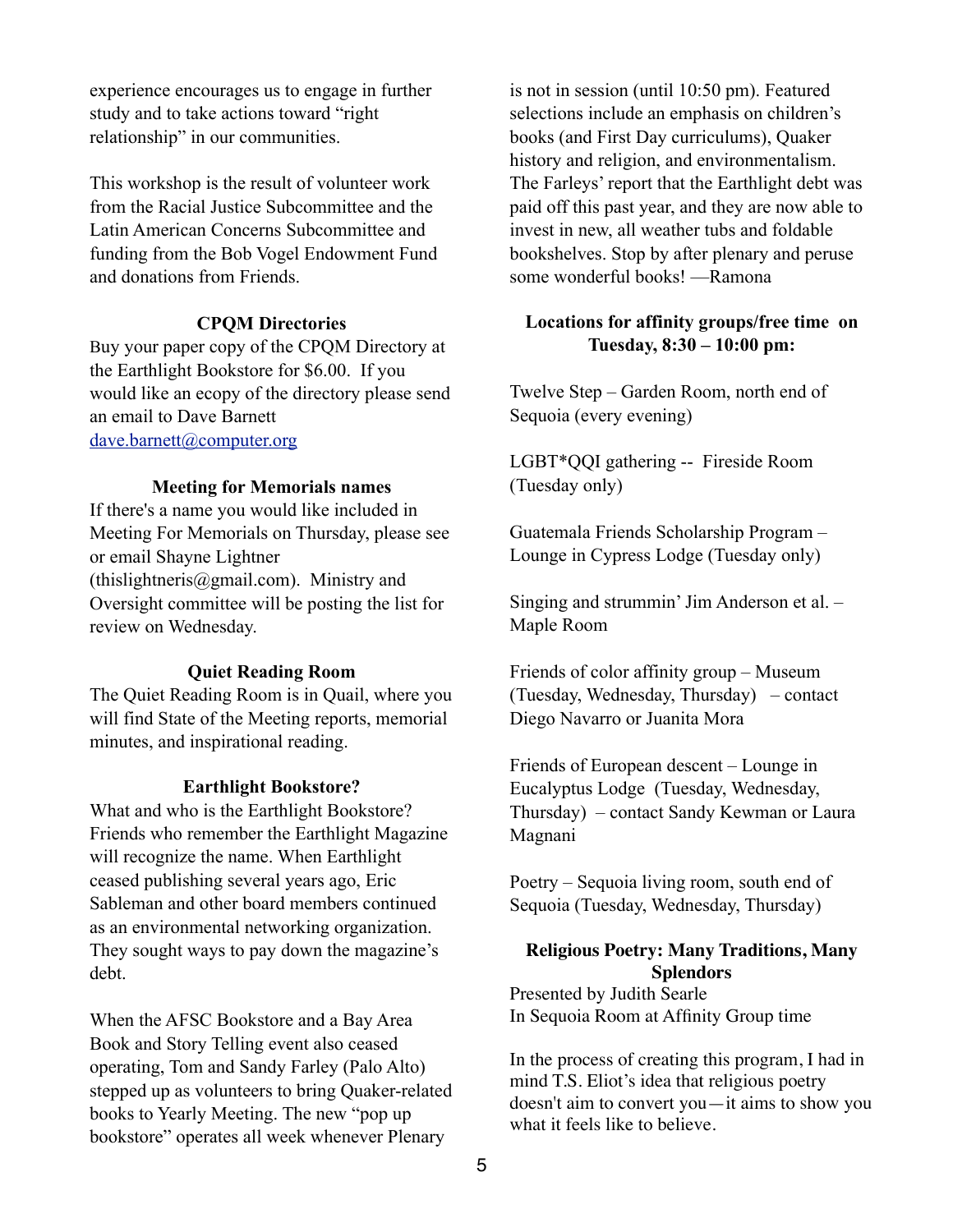experience encourages us to engage in further study and to take actions toward "right relationship" in our communities.

This workshop is the result of volunteer work from the Racial Justice Subcommittee and the Latin American Concerns Subcommittee and funding from the Bob Vogel Endowment Fund and donations from Friends.

**CPQM Directories**

Buy your paper copy of the CPQM Directory at the Earthlight Bookstore for $6.00. If you would like an ecopy of the directory please send an email to Dave Barnett [dave.barnett@computer.org](mailto:dave.barnett@computer.org)

**Meeting for Memorials names**

If there's a name you would like included in Meeting For Memorials on Thursday, please see or email Shayne Lightner (thislightneris@gmail.com). Ministry and Oversight committee will be posting the list for review on Wednesday.

**Quiet Reading Room**

The Quiet Reading Room is in Quail, where you will find State of the Meeting reports, memorial minutes, and inspirational reading.

**Earthlight Bookstore?**

What and who is the Earthlight Bookstore? Friends who remember the Earthlight Magazine will recognize the name. When Earthlight ceased publishing several years ago, Eric Sableman and other board members continued as an environmental networking organization. They sought ways to pay down the magazine's debt.

When the AFSC Bookstore and a Bay Area Book and Story Telling event also ceased operating, Tom and Sandy Farley (Palo Alto) stepped up as volunteers to bring Quaker-related books to Yearly Meeting. The new "pop up bookstore" operates all week whenever Plenary is not in session (until 10:50 pm). Featured selections include an emphasis on children's books (and First Day curriculums), Quaker history and religion, and environmentalism. The Farleys' report that the Earthlight debt was paid off this past year, and they are now able to invest in new, all weather tubs and foldable bookshelves. Stop by after plenary and peruse some wonderful books! —Ramona

**Locations for affinity groups/free time on Tuesday, 8:30 – 10:00 pm:**

Twelve Step – Garden Room, north end of Sequoia (every evening)

LGBT*QQI gathering -- Fireside Room (Tuesday only)

Guatemala Friends Scholarship Program – Lounge in Cypress Lodge (Tuesday only)

Singing and strummin' Jim Anderson et al. – Maple Room

Friends of color affinity group – Museum (Tuesday, Wednesday, Thursday) – contact Diego Navarro or Juanita Mora

Friends of European descent – Lounge in Eucalyptus Lodge (Tuesday, Wednesday, Thursday) – contact Sandy Kewman or Laura Magnani

Poetry – Sequoia living room, south end of Sequoia (Tuesday, Wednesday, Thursday)

**Religious Poetry: Many Traditions, Many Splendors**

Presented by Judith Searle
In Sequoia Room at Affinity Group time

In the process of creating this program, I had in mind T.S. Eliot's idea that religious poetry doesn't aim to convert you—it aims to show you what it feels like to believe.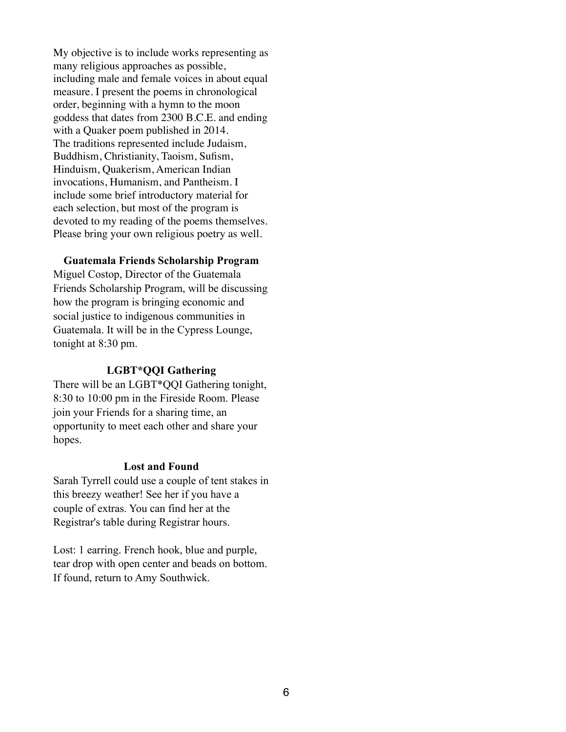My objective is to include works representing as many religious approaches as possible, including male and female voices in about equal measure. I present the poems in chronological order, beginning with a hymn to the moon goddess that dates from 2300 B.C.E. and ending with a Quaker poem published in 2014. The traditions represented include Judaism, Buddhism, Christianity, Taoism, Sufism, Hinduism, Quakerism, American Indian invocations, Humanism, and Pantheism. I include some brief introductory material for each selection, but most of the program is devoted to my reading of the poems themselves. Please bring your own religious poetry as well.

**Guatemala Friends Scholarship Program**

Miguel Costop, Director of the Guatemala Friends Scholarship Program, will be discussing how the program is bringing economic and social justice to indigenous communities in Guatemala. It will be in the Cypress Lounge, tonight at 8:30 pm.

**LGBT*QQI Gathering**

There will be an LGBT*QQI Gathering tonight, 8:30 to 10:00 pm in the Fireside Room. Please join your Friends for a sharing time, an opportunity to meet each other and share your hopes.

**Lost and Found**

Sarah Tyrrell could use a couple of tent stakes in this breezy weather! See her if you have a couple of extras. You can find her at the Registrar's table during Registrar hours.

Lost: 1 earring. French hook, blue and purple, tear drop with open center and beads on bottom. If found, return to Amy Southwick.